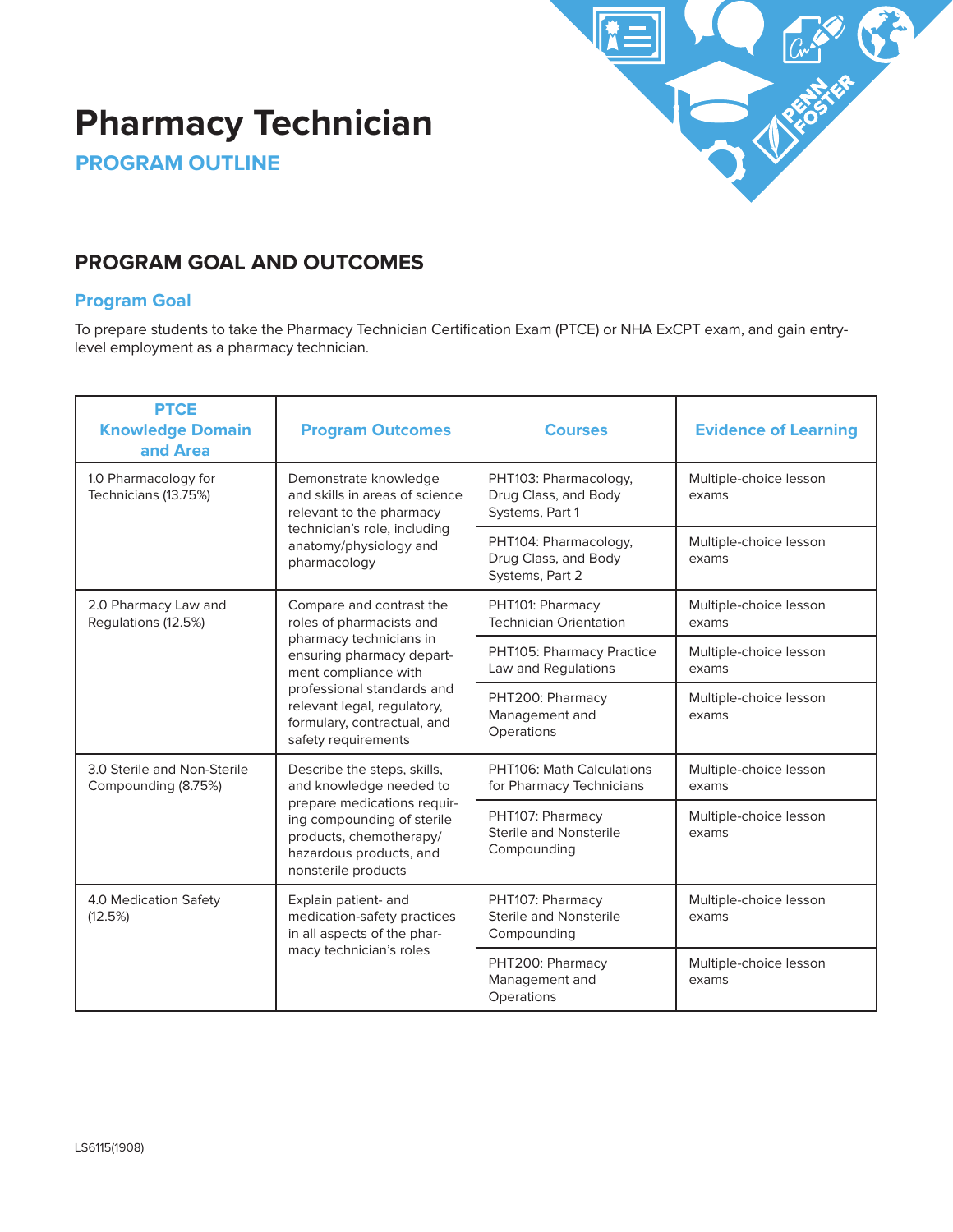# Pharmacy Technician

## PROGRAM OUTLINE

## PROGRAM GOAL AND OUTCOMES

### Program Goal

To prepare students to take the Pharmacy Technician Certification Exam (PTCE) or NHA ExCPT exam, and gain entry-level employment as a pharmacy technician.

| PTCE Knowledge Domain and Area | Program Outcomes | Courses | Evidence of Learning |
|---|---|---|---|
| 1.0 Pharmacology for Technicians (13.75%) | Demonstrate knowledge and skills in areas of science relevant to the pharmacy technician's role, including anatomy/physiology and pharmacology | PHT103: Pharmacology, Drug Class, and Body Systems, Part 1 | Multiple-choice lesson exams |
| | | PHT104: Pharmacology, Drug Class, and Body Systems, Part 2 | Multiple-choice lesson exams |
| 2.0 Pharmacy Law and Regulations (12.5%) | Compare and contrast the roles of pharmacists and pharmacy technicians in ensuring pharmacy department compliance with professional standards and relevant legal, regulatory, formulary, contractual, and safety requirements | PHT101: Pharmacy Technician Orientation | Multiple-choice lesson exams |
| | | PHT105: Pharmacy Practice Law and Regulations | Multiple-choice lesson exams |
| | | PHT200: Pharmacy Management and Operations | Multiple-choice lesson exams |
| 3.0 Sterile and Non-Sterile Compounding (8.75%) | Describe the steps, skills, and knowledge needed to prepare medications requiring compounding of sterile products, chemotherapy/hazardous products, and nonsterile products | PHT106: Math Calculations for Pharmacy Technicians | Multiple-choice lesson exams |
| | | PHT107: Pharmacy Sterile and Nonsterile Compounding | Multiple-choice lesson exams |
| 4.0 Medication Safety (12.5%) | Explain patient- and medication-safety practices in all aspects of the pharmacy technician's roles | PHT107: Pharmacy Sterile and Nonsterile Compounding | Multiple-choice lesson exams |
| | | PHT200: Pharmacy Management and Operations | Multiple-choice lesson exams |

LS6115(1908)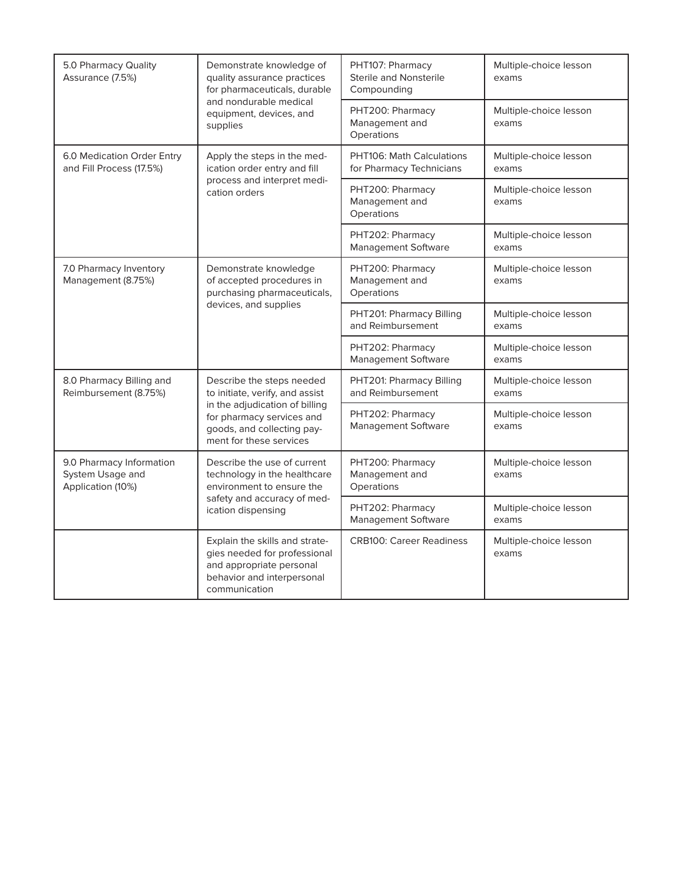| | | | |
|---|---|---|---|
| 5.0 Pharmacy Quality Assurance (7.5%) | Demonstrate knowledge of quality assurance practices for pharmaceuticals, durable and nondurable medical equipment, devices, and supplies | PHT107: Pharmacy Sterile and Nonsterile Compounding | Multiple-choice lesson exams |
| | | PHT200: Pharmacy Management and Operations | Multiple-choice lesson exams |
| 6.0 Medication Order Entry and Fill Process (17.5%) | Apply the steps in the medication order entry and fill process and interpret medication orders | PHT106: Math Calculations for Pharmacy Technicians | Multiple-choice lesson exams |
| | | PHT200: Pharmacy Management and Operations | Multiple-choice lesson exams |
| | | PHT202: Pharmacy Management Software | Multiple-choice lesson exams |
| 7.0 Pharmacy Inventory Management (8.75%) | Demonstrate knowledge of accepted procedures in purchasing pharmaceuticals, devices, and supplies | PHT200: Pharmacy Management and Operations | Multiple-choice lesson exams |
| | | PHT201: Pharmacy Billing and Reimbursement | Multiple-choice lesson exams |
| | | PHT202: Pharmacy Management Software | Multiple-choice lesson exams |
| 8.0 Pharmacy Billing and Reimbursement (8.75%) | Describe the steps needed to initiate, verify, and assist in the adjudication of billing for pharmacy services and goods, and collecting payment for these services | PHT201: Pharmacy Billing and Reimbursement | Multiple-choice lesson exams |
| | | PHT202: Pharmacy Management Software | Multiple-choice lesson exams |
| 9.0 Pharmacy Information System Usage and Application (10%) | Describe the use of current technology in the healthcare environment to ensure the safety and accuracy of medication dispensing | PHT200: Pharmacy Management and Operations | Multiple-choice lesson exams |
| | | PHT202: Pharmacy Management Software | Multiple-choice lesson exams |
| | Explain the skills and strategies needed for professional and appropriate personal behavior and interpersonal communication | CRB100: Career Readiness | Multiple-choice lesson exams |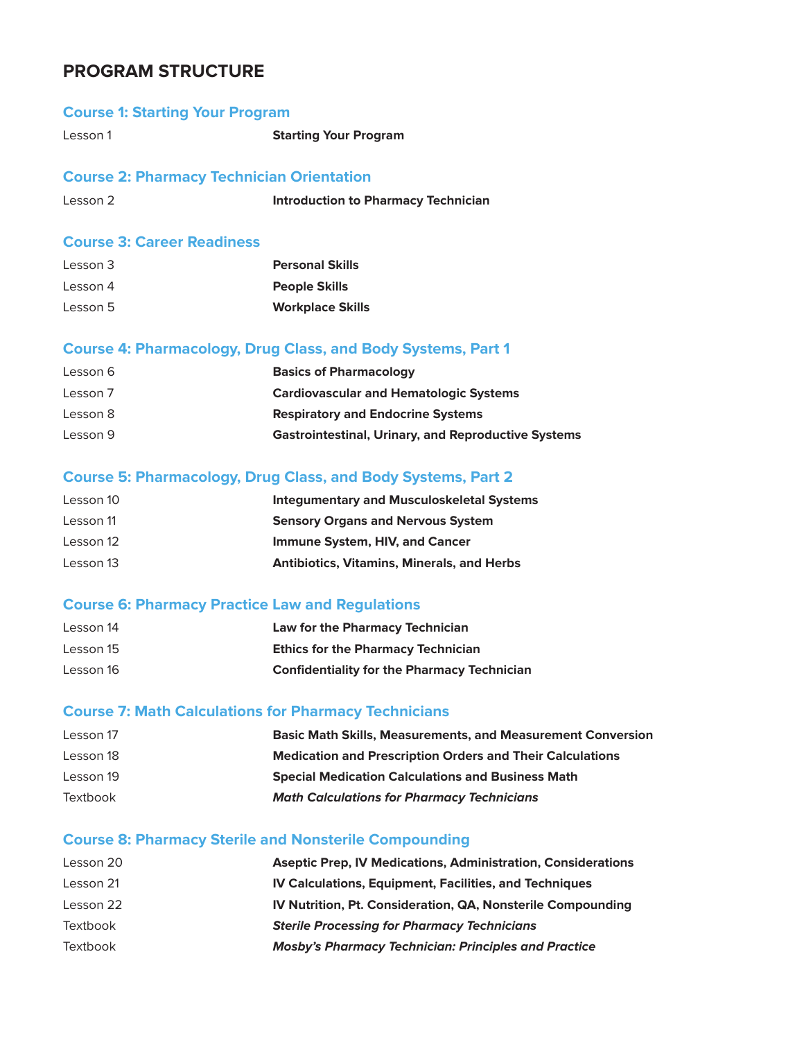# PROGRAM STRUCTURE

## Course 1: Starting Your Program

| | |
|---|---|
| Lesson 1 | **Starting Your Program** |

## Course 2: Pharmacy Technician Orientation

| | |
|---|---|
| Lesson 2 | **Introduction to Pharmacy Technician** |

## Course 3: Career Readiness

| | |
|---|---|
| Lesson 3 | **Personal Skills** |
| Lesson 4 | **People Skills** |
| Lesson 5 | **Workplace Skills** |

## Course 4: Pharmacology, Drug Class, and Body Systems, Part 1

| | |
|---|---|
| Lesson 6 | **Basics of Pharmacology** |
| Lesson 7 | **Cardiovascular and Hematologic Systems** |
| Lesson 8 | **Respiratory and Endocrine Systems** |
| Lesson 9 | **Gastrointestinal, Urinary, and Reproductive Systems** |

## Course 5: Pharmacology, Drug Class, and Body Systems, Part 2

| | |
|---|---|
| Lesson 10 | **Integumentary and Musculoskeletal Systems** |
| Lesson 11 | **Sensory Organs and Nervous System** |
| Lesson 12 | **Immune System, HIV, and Cancer** |
| Lesson 13 | **Antibiotics, Vitamins, Minerals, and Herbs** |

## Course 6: Pharmacy Practice Law and Regulations

| | |
|---|---|
| Lesson 14 | **Law for the Pharmacy Technician** |
| Lesson 15 | **Ethics for the Pharmacy Technician** |
| Lesson 16 | **Confidentiality for the Pharmacy Technician** |

## Course 7: Math Calculations for Pharmacy Technicians

| | |
|---|---|
| Lesson 17 | **Basic Math Skills, Measurements, and Measurement Conversion** |
| Lesson 18 | **Medication and Prescription Orders and Their Calculations** |
| Lesson 19 | **Special Medication Calculations and Business Math** |
| Textbook | ***Math Calculations for Pharmacy Technicians*** |

## Course 8: Pharmacy Sterile and Nonsterile Compounding

| | |
|---|---|
| Lesson 20 | **Aseptic Prep, IV Medications, Administration, Considerations** |
| Lesson 21 | **IV Calculations, Equipment, Facilities, and Techniques** |
| Lesson 22 | **IV Nutrition, Pt. Consideration, QA, Nonsterile Compounding** |
| Textbook | ***Sterile Processing for Pharmacy Technicians*** |
| Textbook | ***Mosby's Pharmacy Technician: Principles and Practice*** |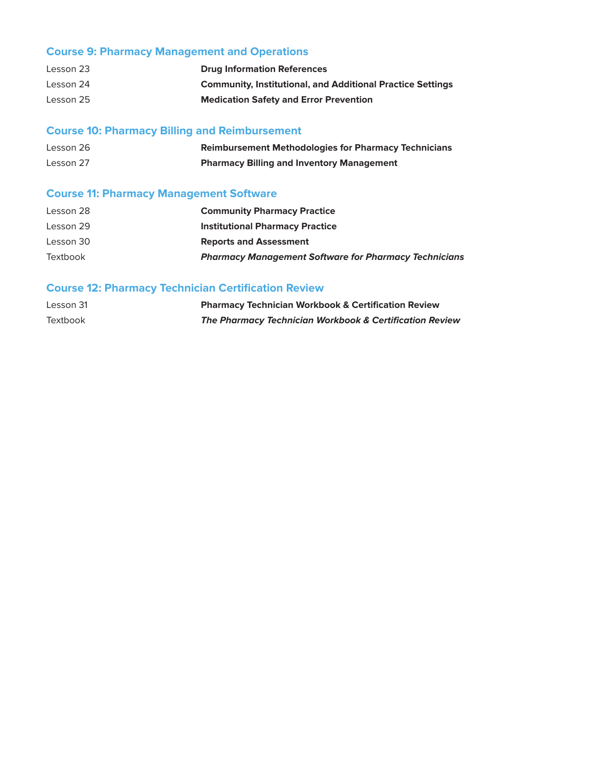## Course 9: Pharmacy Management and Operations

| | |
|---|---|
| Lesson 23 | **Drug Information References** |
| Lesson 24 | **Community, Institutional, and Additional Practice Settings** |
| Lesson 25 | **Medication Safety and Error Prevention** |

## Course 10: Pharmacy Billing and Reimbursement

| | |
|---|---|
| Lesson 26 | **Reimbursement Methodologies for Pharmacy Technicians** |
| Lesson 27 | **Pharmacy Billing and Inventory Management** |

## Course 11: Pharmacy Management Software

| | |
|---|---|
| Lesson 28 | **Community Pharmacy Practice** |
| Lesson 29 | **Institutional Pharmacy Practice** |
| Lesson 30 | **Reports and Assessment** |
| Textbook | ***Pharmacy Management Software for Pharmacy Technicians*** |

## Course 12: Pharmacy Technician Certification Review

| | |
|---|---|
| Lesson 31 | **Pharmacy Technician Workbook & Certification Review** |
| Textbook | ***The Pharmacy Technician Workbook & Certification Review*** |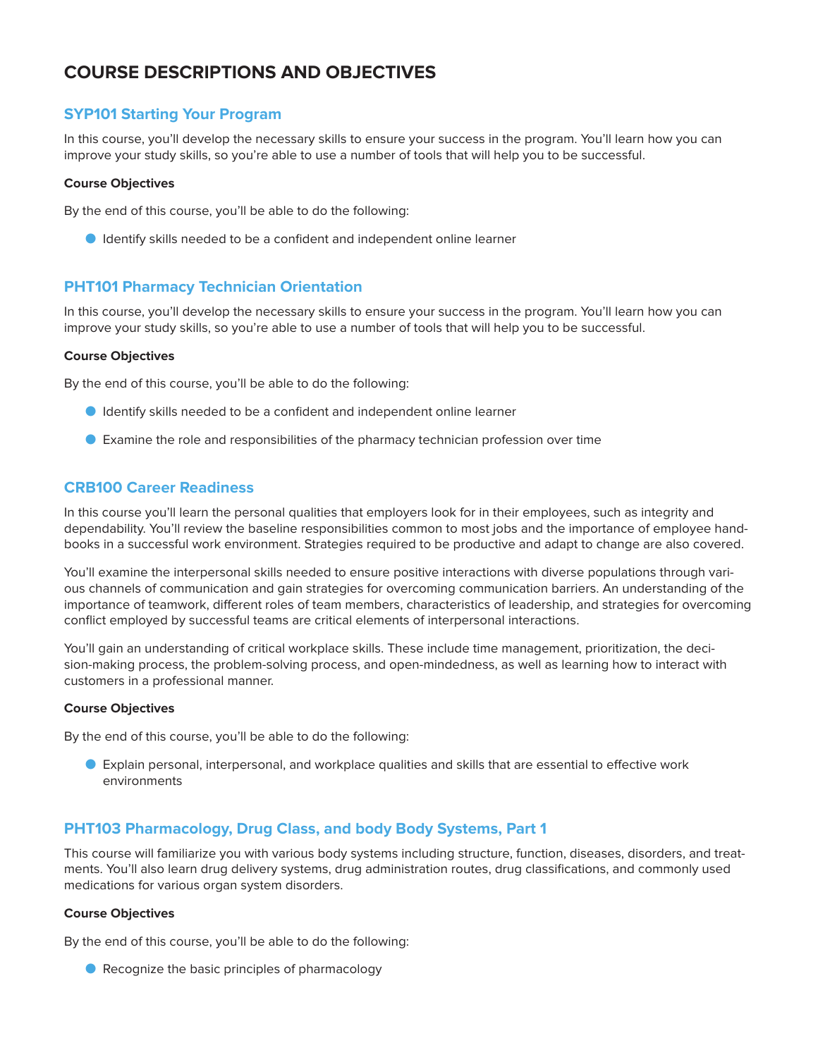# COURSE DESCRIPTIONS AND OBJECTIVES

## SYP101 Starting Your Program

In this course, you'll develop the necessary skills to ensure your success in the program. You'll learn how you can improve your study skills, so you're able to use a number of tools that will help you to be successful.

**Course Objectives**

By the end of this course, you'll be able to do the following:

- Identify skills needed to be a confident and independent online learner

## PHT101 Pharmacy Technician Orientation

In this course, you'll develop the necessary skills to ensure your success in the program. You'll learn how you can improve your study skills, so you're able to use a number of tools that will help you to be successful.

**Course Objectives**

By the end of this course, you'll be able to do the following:

- Identify skills needed to be a confident and independent online learner
- Examine the role and responsibilities of the pharmacy technician profession over time

## CRB100 Career Readiness

In this course you'll learn the personal qualities that employers look for in their employees, such as integrity and dependability. You'll review the baseline responsibilities common to most jobs and the importance of employee handbooks in a successful work environment. Strategies required to be productive and adapt to change are also covered.

You'll examine the interpersonal skills needed to ensure positive interactions with diverse populations through various channels of communication and gain strategies for overcoming communication barriers. An understanding of the importance of teamwork, different roles of team members, characteristics of leadership, and strategies for overcoming conflict employed by successful teams are critical elements of interpersonal interactions.

You'll gain an understanding of critical workplace skills. These include time management, prioritization, the decision-making process, the problem-solving process, and open-mindedness, as well as learning how to interact with customers in a professional manner.

**Course Objectives**

By the end of this course, you'll be able to do the following:

- Explain personal, interpersonal, and workplace qualities and skills that are essential to effective work environments

## PHT103 Pharmacology, Drug Class, and body Body Systems, Part 1

This course will familiarize you with various body systems including structure, function, diseases, disorders, and treatments. You'll also learn drug delivery systems, drug administration routes, drug classifications, and commonly used medications for various organ system disorders.

**Course Objectives**

By the end of this course, you'll be able to do the following:

- Recognize the basic principles of pharmacology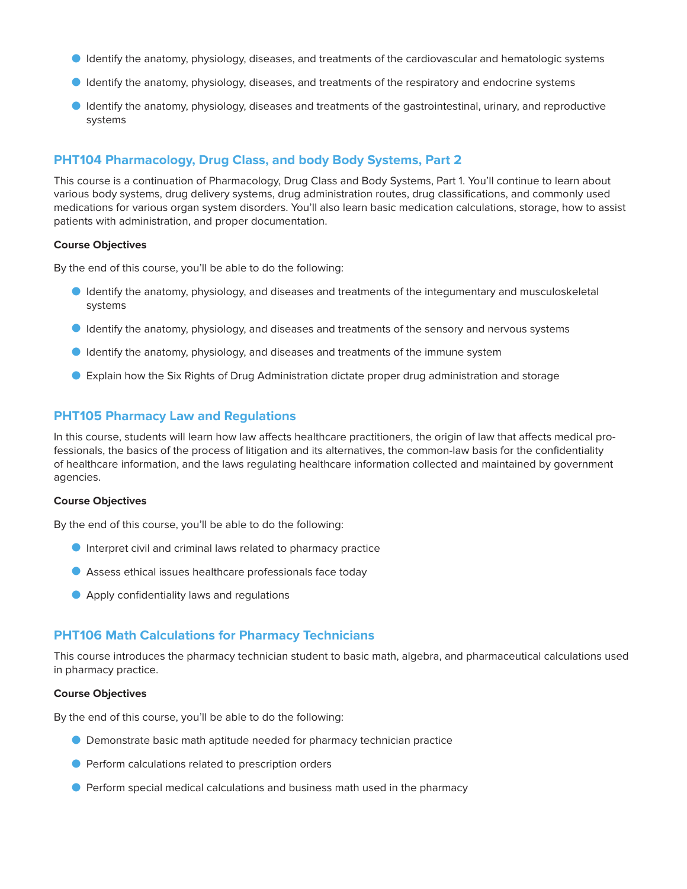- Identify the anatomy, physiology, diseases, and treatments of the cardiovascular and hematologic systems
- Identify the anatomy, physiology, diseases, and treatments of the respiratory and endocrine systems
- Identify the anatomy, physiology, diseases and treatments of the gastrointestinal, urinary, and reproductive systems

## PHT104 Pharmacology, Drug Class, and body Body Systems, Part 2

This course is a continuation of Pharmacology, Drug Class and Body Systems, Part 1. You'll continue to learn about various body systems, drug delivery systems, drug administration routes, drug classifications, and commonly used medications for various organ system disorders. You'll also learn basic medication calculations, storage, how to assist patients with administration, and proper documentation.

**Course Objectives**

By the end of this course, you'll be able to do the following:

- Identify the anatomy, physiology, and diseases and treatments of the integumentary and musculoskeletal systems
- Identify the anatomy, physiology, and diseases and treatments of the sensory and nervous systems
- Identify the anatomy, physiology, and diseases and treatments of the immune system
- Explain how the Six Rights of Drug Administration dictate proper drug administration and storage

## PHT105 Pharmacy Law and Regulations

In this course, students will learn how law affects healthcare practitioners, the origin of law that affects medical professionals, the basics of the process of litigation and its alternatives, the common-law basis for the confidentiality of healthcare information, and the laws regulating healthcare information collected and maintained by government agencies.

**Course Objectives**

By the end of this course, you'll be able to do the following:

- Interpret civil and criminal laws related to pharmacy practice
- Assess ethical issues healthcare professionals face today
- Apply confidentiality laws and regulations

## PHT106 Math Calculations for Pharmacy Technicians

This course introduces the pharmacy technician student to basic math, algebra, and pharmaceutical calculations used in pharmacy practice.

**Course Objectives**

By the end of this course, you'll be able to do the following:

- Demonstrate basic math aptitude needed for pharmacy technician practice
- Perform calculations related to prescription orders
- Perform special medical calculations and business math used in the pharmacy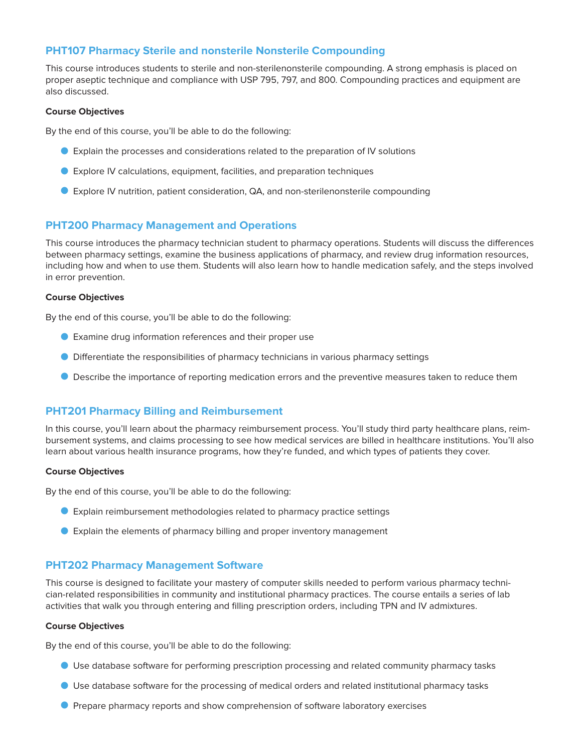## PHT107 Pharmacy Sterile and nonsterile Nonsterile Compounding

This course introduces students to sterile and non-sterilenonsterile compounding. A strong emphasis is placed on proper aseptic technique and compliance with USP 795, 797, and 800. Compounding practices and equipment are also discussed.

**Course Objectives**

By the end of this course, you'll be able to do the following:

- Explain the processes and considerations related to the preparation of IV solutions
- Explore IV calculations, equipment, facilities, and preparation techniques
- Explore IV nutrition, patient consideration, QA, and non-sterilenonsterile compounding

## PHT200 Pharmacy Management and Operations

This course introduces the pharmacy technician student to pharmacy operations. Students will discuss the differences between pharmacy settings, examine the business applications of pharmacy, and review drug information resources, including how and when to use them. Students will also learn how to handle medication safely, and the steps involved in error prevention.

**Course Objectives**

By the end of this course, you'll be able to do the following:

- Examine drug information references and their proper use
- Differentiate the responsibilities of pharmacy technicians in various pharmacy settings
- Describe the importance of reporting medication errors and the preventive measures taken to reduce them

## PHT201 Pharmacy Billing and Reimbursement

In this course, you'll learn about the pharmacy reimbursement process. You'll study third party healthcare plans, reimbursement systems, and claims processing to see how medical services are billed in healthcare institutions. You'll also learn about various health insurance programs, how they're funded, and which types of patients they cover.

**Course Objectives**

By the end of this course, you'll be able to do the following:

- Explain reimbursement methodologies related to pharmacy practice settings
- Explain the elements of pharmacy billing and proper inventory management

## PHT202 Pharmacy Management Software

This course is designed to facilitate your mastery of computer skills needed to perform various pharmacy technician-related responsibilities in community and institutional pharmacy practices. The course entails a series of lab activities that walk you through entering and filling prescription orders, including TPN and IV admixtures.

**Course Objectives**

By the end of this course, you'll be able to do the following:

- Use database software for performing prescription processing and related community pharmacy tasks
- Use database software for the processing of medical orders and related institutional pharmacy tasks
- Prepare pharmacy reports and show comprehension of software laboratory exercises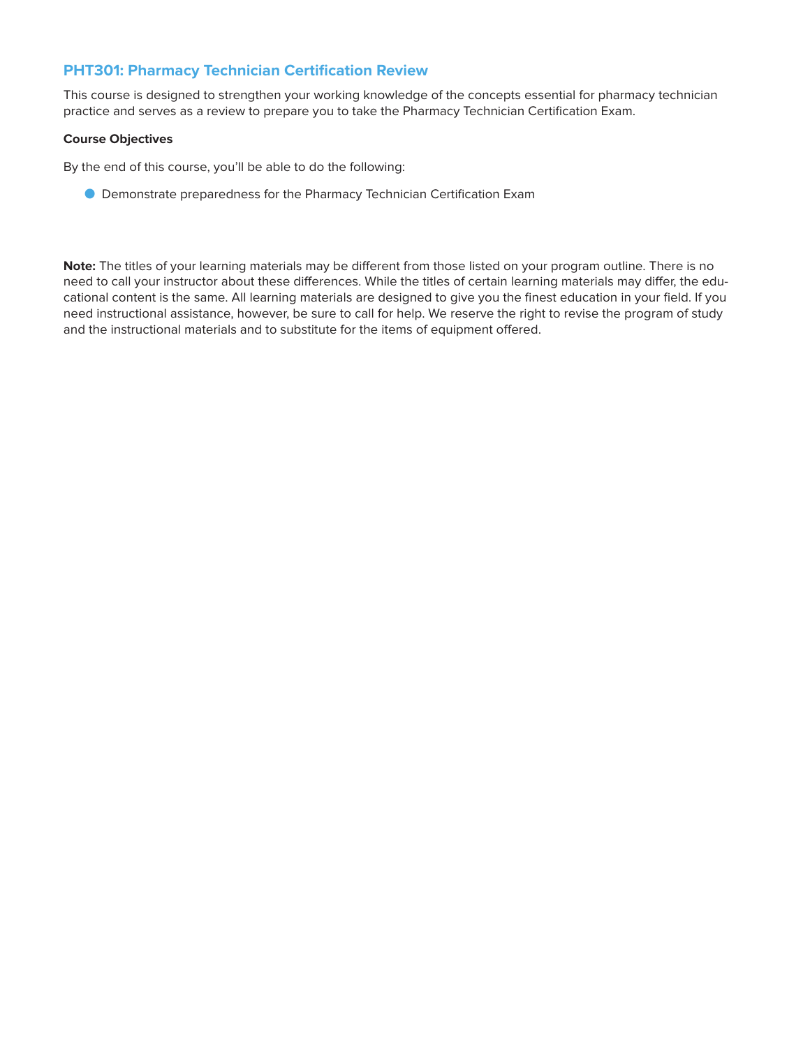## PHT301: Pharmacy Technician Certification Review

This course is designed to strengthen your working knowledge of the concepts essential for pharmacy technician practice and serves as a review to prepare you to take the Pharmacy Technician Certification Exam.

**Course Objectives**

By the end of this course, you'll be able to do the following:

- Demonstrate preparedness for the Pharmacy Technician Certification Exam

**Note:** The titles of your learning materials may be different from those listed on your program outline. There is no need to call your instructor about these differences. While the titles of certain learning materials may differ, the educational content is the same. All learning materials are designed to give you the finest education in your field. If you need instructional assistance, however, be sure to call for help. We reserve the right to revise the program of study and the instructional materials and to substitute for the items of equipment offered.